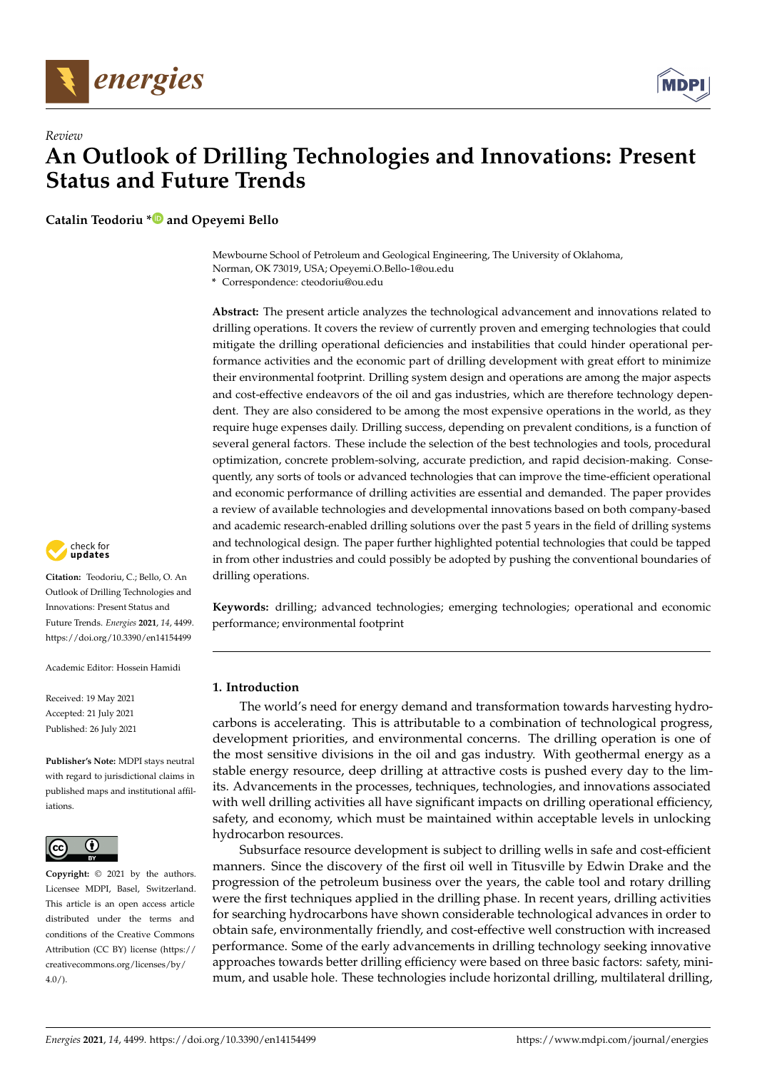*Review*

# An Outlook of Drilling Technologies and Innovations: Present Status and Future Trends

**Catalin Teodoriu * and Opeyemi Bello**

Mewbourne School of Petroleum and Geological Engineering, The University of Oklahoma, Norman, OK 73019, USA; Opeyemi.O.Bello-1@ou.edu

\* Correspondence: cteodoriu@ou.edu

**Abstract:** The present article analyzes the technological advancement and innovations related to drilling operations. It covers the review of currently proven and emerging technologies that could mitigate the drilling operational deficiencies and instabilities that could hinder operational performance activities and the economic part of drilling development with great effort to minimize their environmental footprint. Drilling system design and operations are among the major aspects and cost-effective endeavors of the oil and gas industries, which are therefore technology dependent. They are also considered to be among the most expensive operations in the world, as they require huge expenses daily. Drilling success, depending on prevalent conditions, is a function of several general factors. These include the selection of the best technologies and tools, procedural optimization, concrete problem-solving, accurate prediction, and rapid decision-making. Consequently, any sorts of tools or advanced technologies that can improve the time-efficient operational and economic performance of drilling activities are essential and demanded. The paper provides a review of available technologies and developmental innovations based on both company-based and academic research-enabled drilling solutions over the past 5 years in the field of drilling systems and technological design. The paper further highlighted potential technologies that could be tapped in from other industries and could possibly be adopted by pushing the conventional boundaries of drilling operations.

**Keywords:** drilling; advanced technologies; emerging technologies; operational and economic performance; environmental footprint

**Citation:** Teodoriu, C.; Bello, O. An Outlook of Drilling Technologies and Innovations: Present Status and Future Trends. *Energies* **2021**, *14*, 4499. https://doi.org/10.3390/en14154499

Academic Editor: Hossein Hamidi

Received: 19 May 2021
Accepted: 21 July 2021
Published: 26 July 2021

**Publisher's Note:** MDPI stays neutral with regard to jurisdictional claims in published maps and institutional affiliations.

**Copyright:** © 2021 by the authors. Licensee MDPI, Basel, Switzerland. This article is an open access article distributed under the terms and conditions of the Creative Commons Attribution (CC BY) license (https://creativecommons.org/licenses/by/4.0/).

## 1. Introduction

The world's need for energy demand and transformation towards harvesting hydrocarbons is accelerating. This is attributable to a combination of technological progress, development priorities, and environmental concerns. The drilling operation is one of the most sensitive divisions in the oil and gas industry. With geothermal energy as a stable energy resource, deep drilling at attractive costs is pushed every day to the limits. Advancements in the processes, techniques, technologies, and innovations associated with well drilling activities all have significant impacts on drilling operational efficiency, safety, and economy, which must be maintained within acceptable levels in unlocking hydrocarbon resources.

Subsurface resource development is subject to drilling wells in safe and cost-efficient manners. Since the discovery of the first oil well in Titusville by Edwin Drake and the progression of the petroleum business over the years, the cable tool and rotary drilling were the first techniques applied in the drilling phase. In recent years, drilling activities for searching hydrocarbons have shown considerable technological advances in order to obtain safe, environmentally friendly, and cost-effective well construction with increased performance. Some of the early advancements in drilling technology seeking innovative approaches towards better drilling efficiency were based on three basic factors: safety, minimum, and usable hole. These technologies include horizontal drilling, multilateral drilling,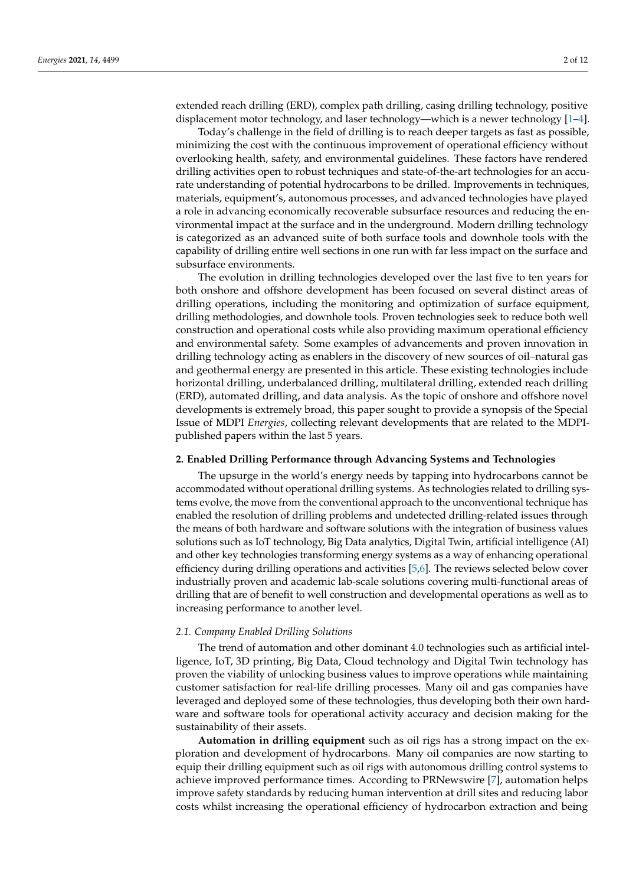extended reach drilling (ERD), complex path drilling, casing drilling technology, positive displacement motor technology, and laser technology—which is a newer technology [1–4].

Today's challenge in the field of drilling is to reach deeper targets as fast as possible, minimizing the cost with the continuous improvement of operational efficiency without overlooking health, safety, and environmental guidelines. These factors have rendered drilling activities open to robust techniques and state-of-the-art technologies for an accurate understanding of potential hydrocarbons to be drilled. Improvements in techniques, materials, equipment's, autonomous processes, and advanced technologies have played a role in advancing economically recoverable subsurface resources and reducing the environmental impact at the surface and in the underground. Modern drilling technology is categorized as an advanced suite of both surface tools and downhole tools with the capability of drilling entire well sections in one run with far less impact on the surface and subsurface environments.

The evolution in drilling technologies developed over the last five to ten years for both onshore and offshore development has been focused on several distinct areas of drilling operations, including the monitoring and optimization of surface equipment, drilling methodologies, and downhole tools. Proven technologies seek to reduce both well construction and operational costs while also providing maximum operational efficiency and environmental safety. Some examples of advancements and proven innovation in drilling technology acting as enablers in the discovery of new sources of oil–natural gas and geothermal energy are presented in this article. These existing technologies include horizontal drilling, underbalanced drilling, multilateral drilling, extended reach drilling (ERD), automated drilling, and data analysis. As the topic of onshore and offshore novel developments is extremely broad, this paper sought to provide a synopsis of the Special Issue of MDPI *Energies*, collecting relevant developments that are related to the MDPI-published papers within the last 5 years.

## 2. Enabled Drilling Performance through Advancing Systems and Technologies

The upsurge in the world's energy needs by tapping into hydrocarbons cannot be accommodated without operational drilling systems. As technologies related to drilling systems evolve, the move from the conventional approach to the unconventional technique has enabled the resolution of drilling problems and undetected drilling-related issues through the means of both hardware and software solutions with the integration of business values solutions such as IoT technology, Big Data analytics, Digital Twin, artificial intelligence (AI) and other key technologies transforming energy systems as a way of enhancing operational efficiency during drilling operations and activities [5,6]. The reviews selected below cover industrially proven and academic lab-scale solutions covering multi-functional areas of drilling that are of benefit to well construction and developmental operations as well as to increasing performance to another level.

### *2.1. Company Enabled Drilling Solutions*

The trend of automation and other dominant 4.0 technologies such as artificial intelligence, IoT, 3D printing, Big Data, Cloud technology and Digital Twin technology has proven the viability of unlocking business values to improve operations while maintaining customer satisfaction for real-life drilling processes. Many oil and gas companies have leveraged and deployed some of these technologies, thus developing both their own hardware and software tools for operational activity accuracy and decision making for the sustainability of their assets.

**Automation in drilling equipment** such as oil rigs has a strong impact on the exploration and development of hydrocarbons. Many oil companies are now starting to equip their drilling equipment such as oil rigs with autonomous drilling control systems to achieve improved performance times. According to PRNewswire [7], automation helps improve safety standards by reducing human intervention at drill sites and reducing labor costs whilst increasing the operational efficiency of hydrocarbon extraction and being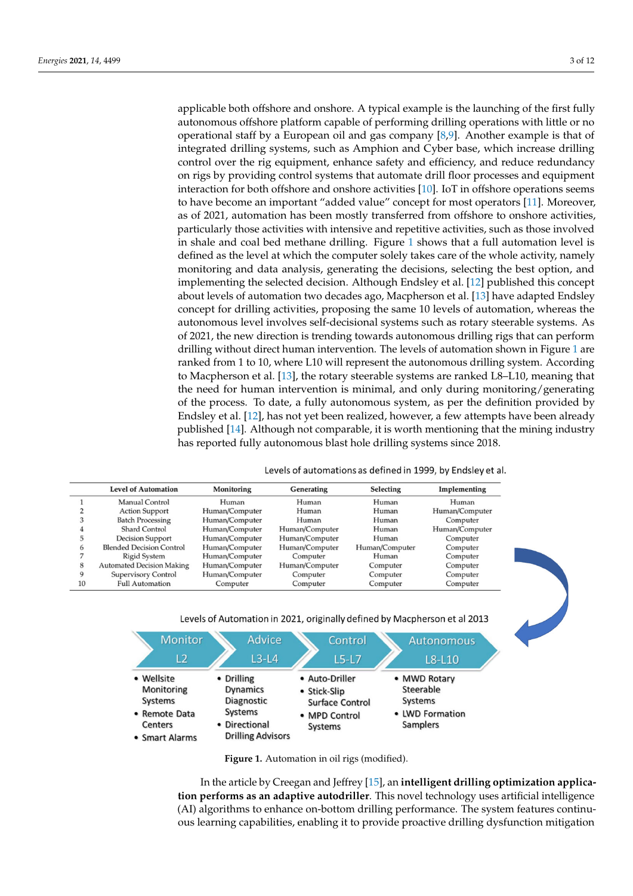applicable both offshore and onshore. A typical example is the launching of the first fully autonomous offshore platform capable of performing drilling operations with little or no operational staff by a European oil and gas company [8,9]. Another example is that of integrated drilling systems, such as Amphion and Cyber base, which increase drilling control over the rig equipment, enhance safety and efficiency, and reduce redundancy on rigs by providing control systems that automate drill floor processes and equipment interaction for both offshore and onshore activities [10]. IoT in offshore operations seems to have become an important "added value" concept for most operators [11]. Moreover, as of 2021, automation has been mostly transferred from offshore to onshore activities, particularly those activities with intensive and repetitive activities, such as those involved in shale and coal bed methane drilling. Figure 1 shows that a full automation level is defined as the level at which the computer solely takes care of the whole activity, namely monitoring and data analysis, generating the decisions, selecting the best option, and implementing the selected decision. Although Endsley et al. [12] published this concept about levels of automation two decades ago, Macpherson et al. [13] have adapted Endsley concept for drilling activities, proposing the same 10 levels of automation, whereas the autonomous level involves self-decisional systems such as rotary steerable systems. As of 2021, the new direction is trending towards autonomous drilling rigs that can perform drilling without direct human intervention. The levels of automation shown in Figure 1 are ranked from 1 to 10, where L10 will represent the autonomous drilling system. According to Macpherson et al. [13], the rotary steerable systems are ranked L8–L10, meaning that the need for human intervention is minimal, and only during monitoring/generating of the process. To date, a fully autonomous system, as per the definition provided by Endsley et al. [12], has not yet been realized, however, a few attempts have been already published [14]. Although not comparable, it is worth mentioning that the mining industry has reported fully autonomous blast hole drilling systems since 2018.

Levels of automations as defined in 1999, by Endsley et al.

| | Level of Automation | Monitoring | Generating | Selecting | Implementing |
|---|---|---|---|---|---|
| 1 | Manual Control | Human | Human | Human | Human |
| 2 | Action Support | Human/Computer | Human | Human | Human/Computer |
| 3 | Batch Processing | Human/Computer | Human | Human | Computer |
| 4 | Shard Control | Human/Computer | Human/Computer | Human | Human/Computer |
| 5 | Decision Support | Human/Computer | Human/Computer | Human | Computer |
| 6 | Blended Decision Control | Human/Computer | Human/Computer | Human/Computer | Computer |
| 7 | Rigid System | Human/Computer | Computer | Human | Computer |
| 8 | Automated Decision Making | Human/Computer | Human/Computer | Computer | Computer |
| 9 | Supervisory Control | Human/Computer | Computer | Computer | Computer |
| 10 | Full Automation | Computer | Computer | Computer | Computer |

Levels of Automation in 2021, originally defined by Macpherson et al 2013

| Monitor L2 | Advice L3-L4 | Control L5-L7 | Autonomous L8-L10 |
|---|---|---|---|
| • Wellsite Monitoring Systems<br>• Remote Data Centers<br>• Smart Alarms | • Drilling Dynamics Diagnostic Systems<br>• Directional Drilling Advisors | • Auto-Driller<br>• Stick-Slip Surface Control<br>• MPD Control Systems | • MWD Rotary Steerable Systems<br>• LWD Formation Samplers |

**Figure 1.** Automation in oil rigs (modified).

In the article by Creegan and Jeffrey [15], an **intelligent drilling optimization application performs as an adaptive autodriller**. This novel technology uses artificial intelligence (AI) algorithms to enhance on-bottom drilling performance. The system features continuous learning capabilities, enabling it to provide proactive drilling dysfunction mitigation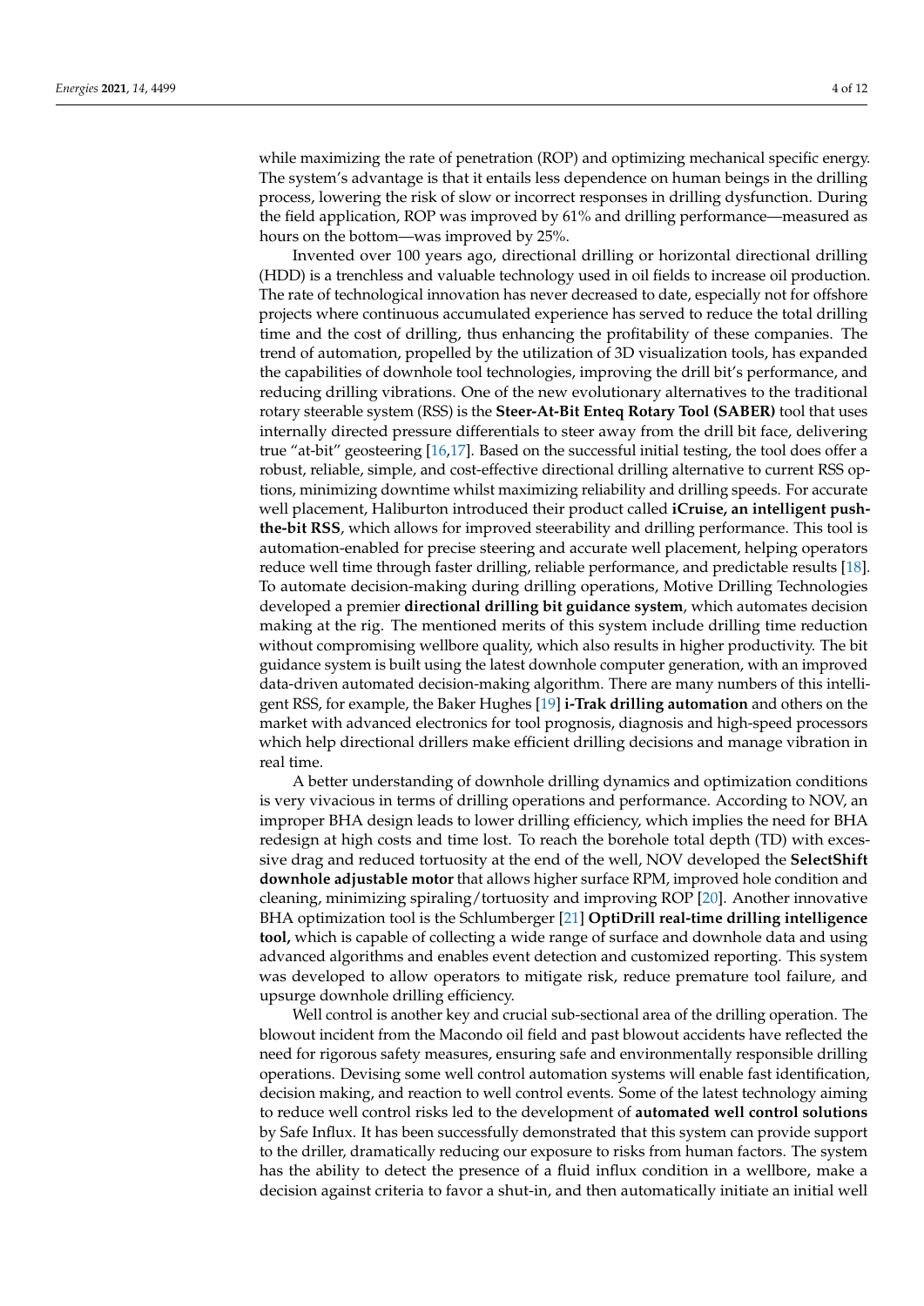while maximizing the rate of penetration (ROP) and optimizing mechanical specific energy. The system's advantage is that it entails less dependence on human beings in the drilling process, lowering the risk of slow or incorrect responses in drilling dysfunction. During the field application, ROP was improved by 61% and drilling performance—measured as hours on the bottom—was improved by 25%.

Invented over 100 years ago, directional drilling or horizontal directional drilling (HDD) is a trenchless and valuable technology used in oil fields to increase oil production. The rate of technological innovation has never decreased to date, especially not for offshore projects where continuous accumulated experience has served to reduce the total drilling time and the cost of drilling, thus enhancing the profitability of these companies. The trend of automation, propelled by the utilization of 3D visualization tools, has expanded the capabilities of downhole tool technologies, improving the drill bit's performance, and reducing drilling vibrations. One of the new evolutionary alternatives to the traditional rotary steerable system (RSS) is the **Steer-At-Bit Enteq Rotary Tool (SABER)** tool that uses internally directed pressure differentials to steer away from the drill bit face, delivering true "at-bit" geosteering [16,17]. Based on the successful initial testing, the tool does offer a robust, reliable, simple, and cost-effective directional drilling alternative to current RSS options, minimizing downtime whilst maximizing reliability and drilling speeds. For accurate well placement, Haliburton introduced their product called **iCruise, an intelligent push-the-bit RSS**, which allows for improved steerability and drilling performance. This tool is automation-enabled for precise steering and accurate well placement, helping operators reduce well time through faster drilling, reliable performance, and predictable results [18]. To automate decision-making during drilling operations, Motive Drilling Technologies developed a premier **directional drilling bit guidance system**, which automates decision making at the rig. The mentioned merits of this system include drilling time reduction without compromising wellbore quality, which also results in higher productivity. The bit guidance system is built using the latest downhole computer generation, with an improved data-driven automated decision-making algorithm. There are many numbers of this intelligent RSS, for example, the Baker Hughes [19] **i-Trak drilling automation** and others on the market with advanced electronics for tool prognosis, diagnosis and high-speed processors which help directional drillers make efficient drilling decisions and manage vibration in real time.

A better understanding of downhole drilling dynamics and optimization conditions is very vivacious in terms of drilling operations and performance. According to NOV, an improper BHA design leads to lower drilling efficiency, which implies the need for BHA redesign at high costs and time lost. To reach the borehole total depth (TD) with excessive drag and reduced tortuosity at the end of the well, NOV developed the **SelectShift downhole adjustable motor** that allows higher surface RPM, improved hole condition and cleaning, minimizing spiraling/tortuosity and improving ROP [20]. Another innovative BHA optimization tool is the Schlumberger [21] **OptiDrill real-time drilling intelligence tool,** which is capable of collecting a wide range of surface and downhole data and using advanced algorithms and enables event detection and customized reporting. This system was developed to allow operators to mitigate risk, reduce premature tool failure, and upsurge downhole drilling efficiency.

Well control is another key and crucial sub-sectional area of the drilling operation. The blowout incident from the Macondo oil field and past blowout accidents have reflected the need for rigorous safety measures, ensuring safe and environmentally responsible drilling operations. Devising some well control automation systems will enable fast identification, decision making, and reaction to well control events. Some of the latest technology aiming to reduce well control risks led to the development of **automated well control solutions** by Safe Influx. It has been successfully demonstrated that this system can provide support to the driller, dramatically reducing our exposure to risks from human factors. The system has the ability to detect the presence of a fluid influx condition in a wellbore, make a decision against criteria to favor a shut-in, and then automatically initiate an initial well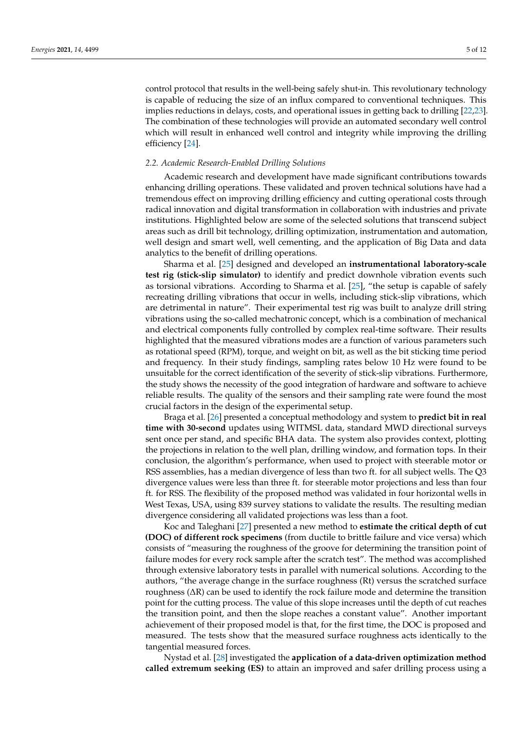control protocol that results in the well-being safely shut-in. This revolutionary technology is capable of reducing the size of an influx compared to conventional techniques. This implies reductions in delays, costs, and operational issues in getting back to drilling [22,23]. The combination of these technologies will provide an automated secondary well control which will result in enhanced well control and integrity while improving the drilling efficiency [24].

### *2.2. Academic Research-Enabled Drilling Solutions*

Academic research and development have made significant contributions towards enhancing drilling operations. These validated and proven technical solutions have had a tremendous effect on improving drilling efficiency and cutting operational costs through radical innovation and digital transformation in collaboration with industries and private institutions. Highlighted below are some of the selected solutions that transcend subject areas such as drill bit technology, drilling optimization, instrumentation and automation, well design and smart well, well cementing, and the application of Big Data and data analytics to the benefit of drilling operations.

Sharma et al. [25] designed and developed an **instrumentational laboratory-scale test rig (stick-slip simulator)** to identify and predict downhole vibration events such as torsional vibrations. According to Sharma et al. [25], "the setup is capable of safely recreating drilling vibrations that occur in wells, including stick-slip vibrations, which are detrimental in nature". Their experimental test rig was built to analyze drill string vibrations using the so-called mechatronic concept, which is a combination of mechanical and electrical components fully controlled by complex real-time software. Their results highlighted that the measured vibrations modes are a function of various parameters such as rotational speed (RPM), torque, and weight on bit, as well as the bit sticking time period and frequency. In their study findings, sampling rates below 10 Hz were found to be unsuitable for the correct identification of the severity of stick-slip vibrations. Furthermore, the study shows the necessity of the good integration of hardware and software to achieve reliable results. The quality of the sensors and their sampling rate were found the most crucial factors in the design of the experimental setup.

Braga et al. [26] presented a conceptual methodology and system to **predict bit in real time with 30-second** updates using WITMSL data, standard MWD directional surveys sent once per stand, and specific BHA data. The system also provides context, plotting the projections in relation to the well plan, drilling window, and formation tops. In their conclusion, the algorithm's performance, when used to project with steerable motor or RSS assemblies, has a median divergence of less than two ft. for all subject wells. The Q3 divergence values were less than three ft. for steerable motor projections and less than four ft. for RSS. The flexibility of the proposed method was validated in four horizontal wells in West Texas, USA, using 839 survey stations to validate the results. The resulting median divergence considering all validated projections was less than a foot.

Koc and Taleghani [27] presented a new method to **estimate the critical depth of cut (DOC) of different rock specimens** (from ductile to brittle failure and vice versa) which consists of "measuring the roughness of the groove for determining the transition point of failure modes for every rock sample after the scratch test". The method was accomplished through extensive laboratory tests in parallel with numerical solutions. According to the authors, "the average change in the surface roughness (Rt) versus the scratched surface roughness (ΔR) can be used to identify the rock failure mode and determine the transition point for the cutting process. The value of this slope increases until the depth of cut reaches the transition point, and then the slope reaches a constant value". Another important achievement of their proposed model is that, for the first time, the DOC is proposed and measured. The tests show that the measured surface roughness acts identically to the tangential measured forces.

Nystad et al. [28] investigated the **application of a data-driven optimization method called extremum seeking (ES)** to attain an improved and safer drilling process using a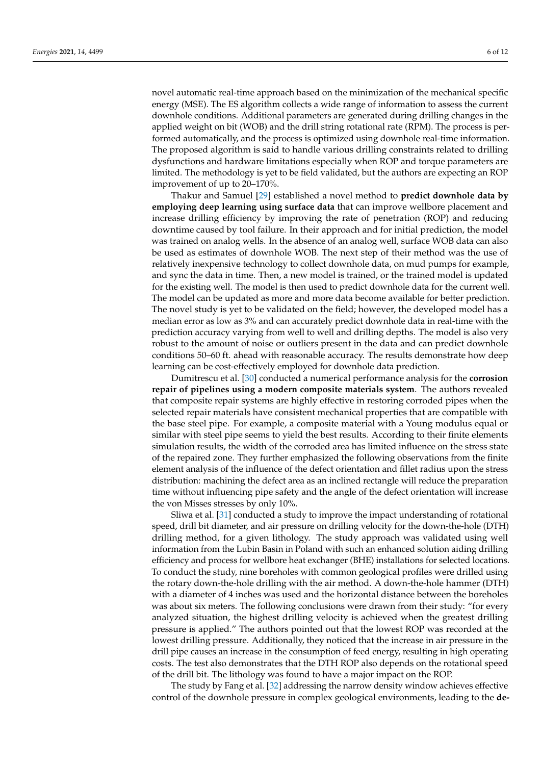novel automatic real-time approach based on the minimization of the mechanical specific energy (MSE). The ES algorithm collects a wide range of information to assess the current downhole conditions. Additional parameters are generated during drilling changes in the applied weight on bit (WOB) and the drill string rotational rate (RPM). The process is performed automatically, and the process is optimized using downhole real-time information. The proposed algorithm is said to handle various drilling constraints related to drilling dysfunctions and hardware limitations especially when ROP and torque parameters are limited. The methodology is yet to be field validated, but the authors are expecting an ROP improvement of up to 20–170%.

Thakur and Samuel [29] established a novel method to **predict downhole data by employing deep learning using surface data** that can improve wellbore placement and increase drilling efficiency by improving the rate of penetration (ROP) and reducing downtime caused by tool failure. In their approach and for initial prediction, the model was trained on analog wells. In the absence of an analog well, surface WOB data can also be used as estimates of downhole WOB. The next step of their method was the use of relatively inexpensive technology to collect downhole data, on mud pumps for example, and sync the data in time. Then, a new model is trained, or the trained model is updated for the existing well. The model is then used to predict downhole data for the current well. The model can be updated as more and more data become available for better prediction. The novel study is yet to be validated on the field; however, the developed model has a median error as low as 3% and can accurately predict downhole data in real-time with the prediction accuracy varying from well to well and drilling depths. The model is also very robust to the amount of noise or outliers present in the data and can predict downhole conditions 50–60 ft. ahead with reasonable accuracy. The results demonstrate how deep learning can be cost-effectively employed for downhole data prediction.

Dumitrescu et al. [30] conducted a numerical performance analysis for the **corrosion repair of pipelines using a modern composite materials system**. The authors revealed that composite repair systems are highly effective in restoring corroded pipes when the selected repair materials have consistent mechanical properties that are compatible with the base steel pipe. For example, a composite material with a Young modulus equal or similar with steel pipe seems to yield the best results. According to their finite elements simulation results, the width of the corroded area has limited influence on the stress state of the repaired zone. They further emphasized the following observations from the finite element analysis of the influence of the defect orientation and fillet radius upon the stress distribution: machining the defect area as an inclined rectangle will reduce the preparation time without influencing pipe safety and the angle of the defect orientation will increase the von Misses stresses by only 10%.

Sliwa et al. [31] conducted a study to improve the impact understanding of rotational speed, drill bit diameter, and air pressure on drilling velocity for the down-the-hole (DTH) drilling method, for a given lithology. The study approach was validated using well information from the Lubin Basin in Poland with such an enhanced solution aiding drilling efficiency and process for wellbore heat exchanger (BHE) installations for selected locations. To conduct the study, nine boreholes with common geological profiles were drilled using the rotary down-the-hole drilling with the air method. A down-the-hole hammer (DTH) with a diameter of 4 inches was used and the horizontal distance between the boreholes was about six meters. The following conclusions were drawn from their study: "for every analyzed situation, the highest drilling velocity is achieved when the greatest drilling pressure is applied." The authors pointed out that the lowest ROP was recorded at the lowest drilling pressure. Additionally, they noticed that the increase in air pressure in the drill pipe causes an increase in the consumption of feed energy, resulting in high operating costs. The test also demonstrates that the DTH ROP also depends on the rotational speed of the drill bit. The lithology was found to have a major impact on the ROP.

The study by Fang et al. [32] addressing the narrow density window achieves effective control of the downhole pressure in complex geological environments, leading to the **de-**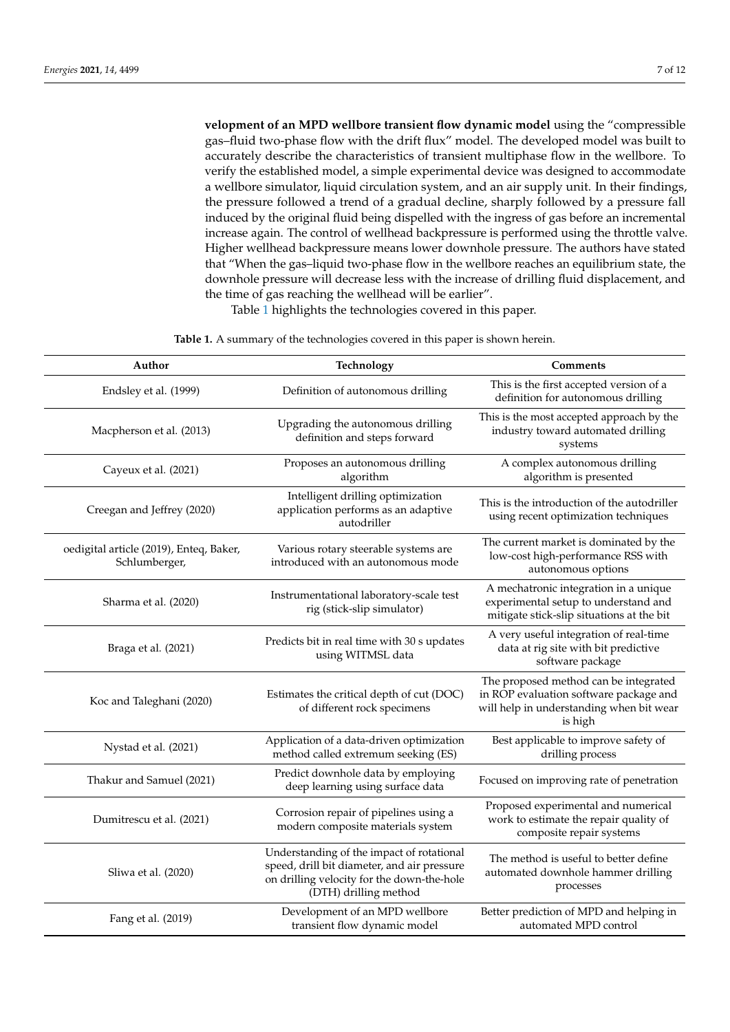**velopment of an MPD wellbore transient flow dynamic model** using the "compressible gas–fluid two-phase flow with the drift flux" model. The developed model was built to accurately describe the characteristics of transient multiphase flow in the wellbore. To verify the established model, a simple experimental device was designed to accommodate a wellbore simulator, liquid circulation system, and an air supply unit. In their findings, the pressure followed a trend of a gradual decline, sharply followed by a pressure fall induced by the original fluid being dispelled with the ingress of gas before an incremental increase again. The control of wellhead backpressure is performed using the throttle valve. Higher wellhead backpressure means lower downhole pressure. The authors have stated that "When the gas–liquid two-phase flow in the wellbore reaches an equilibrium state, the downhole pressure will decrease less with the increase of drilling fluid displacement, and the time of gas reaching the wellhead will be earlier".

Table 1 highlights the technologies covered in this paper.

**Table 1.** A summary of the technologies covered in this paper is shown herein.

| Author | Technology | Comments |
|---|---|---|
| Endsley et al. (1999) | Definition of autonomous drilling | This is the first accepted version of a definition for autonomous drilling |
| Macpherson et al. (2013) | Upgrading the autonomous drilling definition and steps forward | This is the most accepted approach by the industry toward automated drilling systems |
| Cayeux et al. (2021) | Proposes an autonomous drilling algorithm | A complex autonomous drilling algorithm is presented |
| Creegan and Jeffrey (2020) | Intelligent drilling optimization application performs as an adaptive autodriller | This is the introduction of the autodriller using recent optimization techniques |
| oedigital article (2019), Enteq, Baker, Schlumberger, | Various rotary steerable systems are introduced with an autonomous mode | The current market is dominated by the low-cost high-performance RSS with autonomous options |
| Sharma et al. (2020) | Instrumentational laboratory-scale test rig (stick-slip simulator) | A mechatronic integration in a unique experimental setup to understand and mitigate stick-slip situations at the bit |
| Braga et al. (2021) | Predicts bit in real time with 30 s updates using WITMSL data | A very useful integration of real-time data at rig site with bit predictive software package |
| Koc and Taleghani (2020) | Estimates the critical depth of cut (DOC) of different rock specimens | The proposed method can be integrated in ROP evaluation software package and will help in understanding when bit wear is high |
| Nystad et al. (2021) | Application of a data-driven optimization method called extremum seeking (ES) | Best applicable to improve safety of drilling process |
| Thakur and Samuel (2021) | Predict downhole data by employing deep learning using surface data | Focused on improving rate of penetration |
| Dumitrescu et al. (2021) | Corrosion repair of pipelines using a modern composite materials system | Proposed experimental and numerical work to estimate the repair quality of composite repair systems |
| Sliwa et al. (2020) | Understanding of the impact of rotational speed, drill bit diameter, and air pressure on drilling velocity for the down-the-hole (DTH) drilling method | The method is useful to better define automated downhole hammer drilling processes |
| Fang et al. (2019) | Development of an MPD wellbore transient flow dynamic model | Better prediction of MPD and helping in automated MPD control |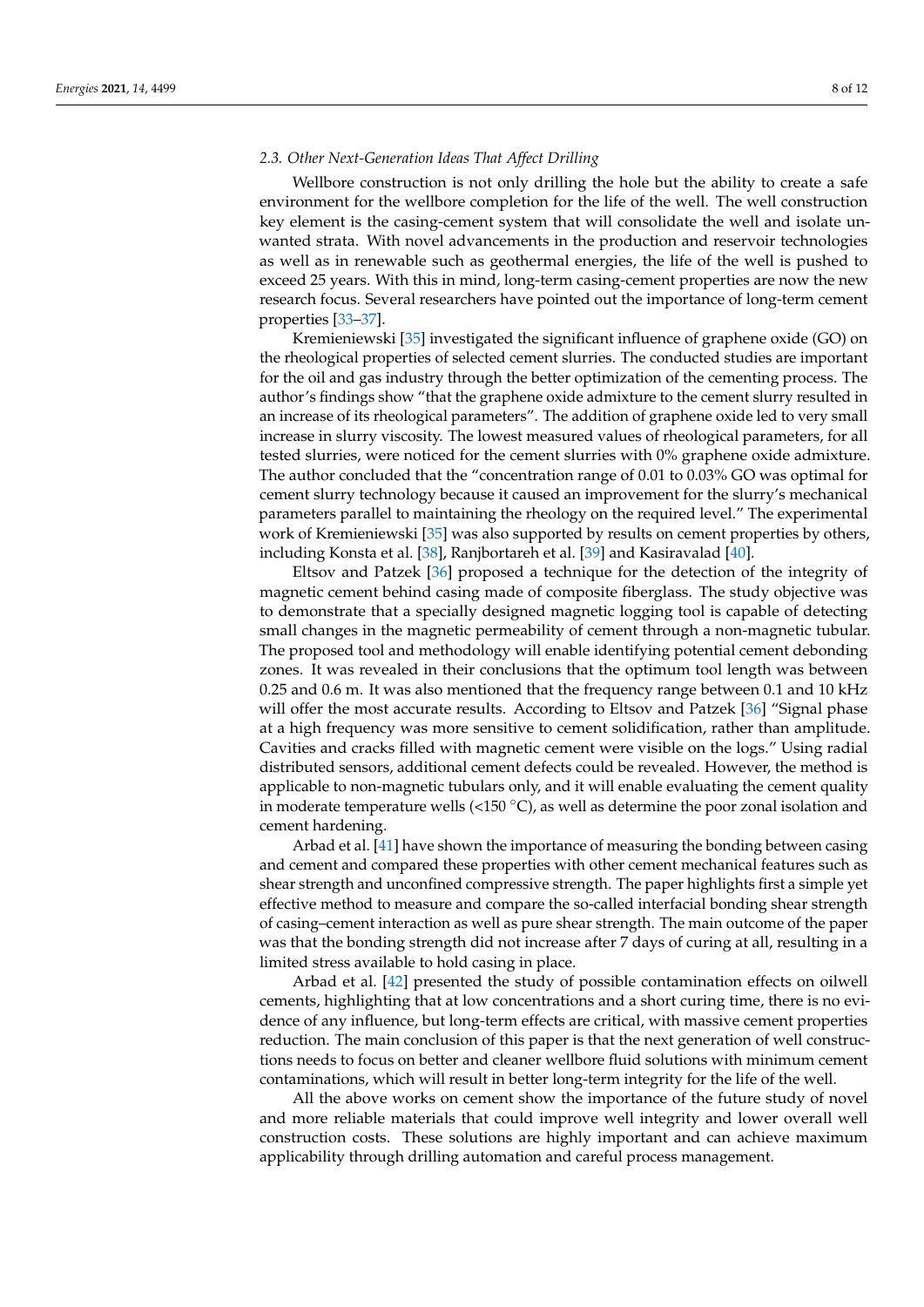### *2.3. Other Next-Generation Ideas That Affect Drilling*

Wellbore construction is not only drilling the hole but the ability to create a safe environment for the wellbore completion for the life of the well. The well construction key element is the casing-cement system that will consolidate the well and isolate unwanted strata. With novel advancements in the production and reservoir technologies as well as in renewable such as geothermal energies, the life of the well is pushed to exceed 25 years. With this in mind, long-term casing-cement properties are now the new research focus. Several researchers have pointed out the importance of long-term cement properties [33–37].

Kremieniewski [35] investigated the significant influence of graphene oxide (GO) on the rheological properties of selected cement slurries. The conducted studies are important for the oil and gas industry through the better optimization of the cementing process. The author's findings show "that the graphene oxide admixture to the cement slurry resulted in an increase of its rheological parameters". The addition of graphene oxide led to very small increase in slurry viscosity. The lowest measured values of rheological parameters, for all tested slurries, were noticed for the cement slurries with 0% graphene oxide admixture. The author concluded that the "concentration range of 0.01 to 0.03% GO was optimal for cement slurry technology because it caused an improvement for the slurry's mechanical parameters parallel to maintaining the rheology on the required level." The experimental work of Kremieniewski [35] was also supported by results on cement properties by others, including Konsta et al. [38], Ranjbortareh et al. [39] and Kasiravalad [40].

Eltsov and Patzek [36] proposed a technique for the detection of the integrity of magnetic cement behind casing made of composite fiberglass. The study objective was to demonstrate that a specially designed magnetic logging tool is capable of detecting small changes in the magnetic permeability of cement through a non-magnetic tubular. The proposed tool and methodology will enable identifying potential cement debonding zones. It was revealed in their conclusions that the optimum tool length was between 0.25 and 0.6 m. It was also mentioned that the frequency range between 0.1 and 10 kHz will offer the most accurate results. According to Eltsov and Patzek [36] "Signal phase at a high frequency was more sensitive to cement solidification, rather than amplitude. Cavities and cracks filled with magnetic cement were visible on the logs." Using radial distributed sensors, additional cement defects could be revealed. However, the method is applicable to non-magnetic tubulars only, and it will enable evaluating the cement quality in moderate temperature wells (<150 °C), as well as determine the poor zonal isolation and cement hardening.

Arbad et al. [41] have shown the importance of measuring the bonding between casing and cement and compared these properties with other cement mechanical features such as shear strength and unconfined compressive strength. The paper highlights first a simple yet effective method to measure and compare the so-called interfacial bonding shear strength of casing–cement interaction as well as pure shear strength. The main outcome of the paper was that the bonding strength did not increase after 7 days of curing at all, resulting in a limited stress available to hold casing in place.

Arbad et al. [42] presented the study of possible contamination effects on oilwell cements, highlighting that at low concentrations and a short curing time, there is no evidence of any influence, but long-term effects are critical, with massive cement properties reduction. The main conclusion of this paper is that the next generation of well constructions needs to focus on better and cleaner wellbore fluid solutions with minimum cement contaminations, which will result in better long-term integrity for the life of the well.

All the above works on cement show the importance of the future study of novel and more reliable materials that could improve well integrity and lower overall well construction costs. These solutions are highly important and can achieve maximum applicability through drilling automation and careful process management.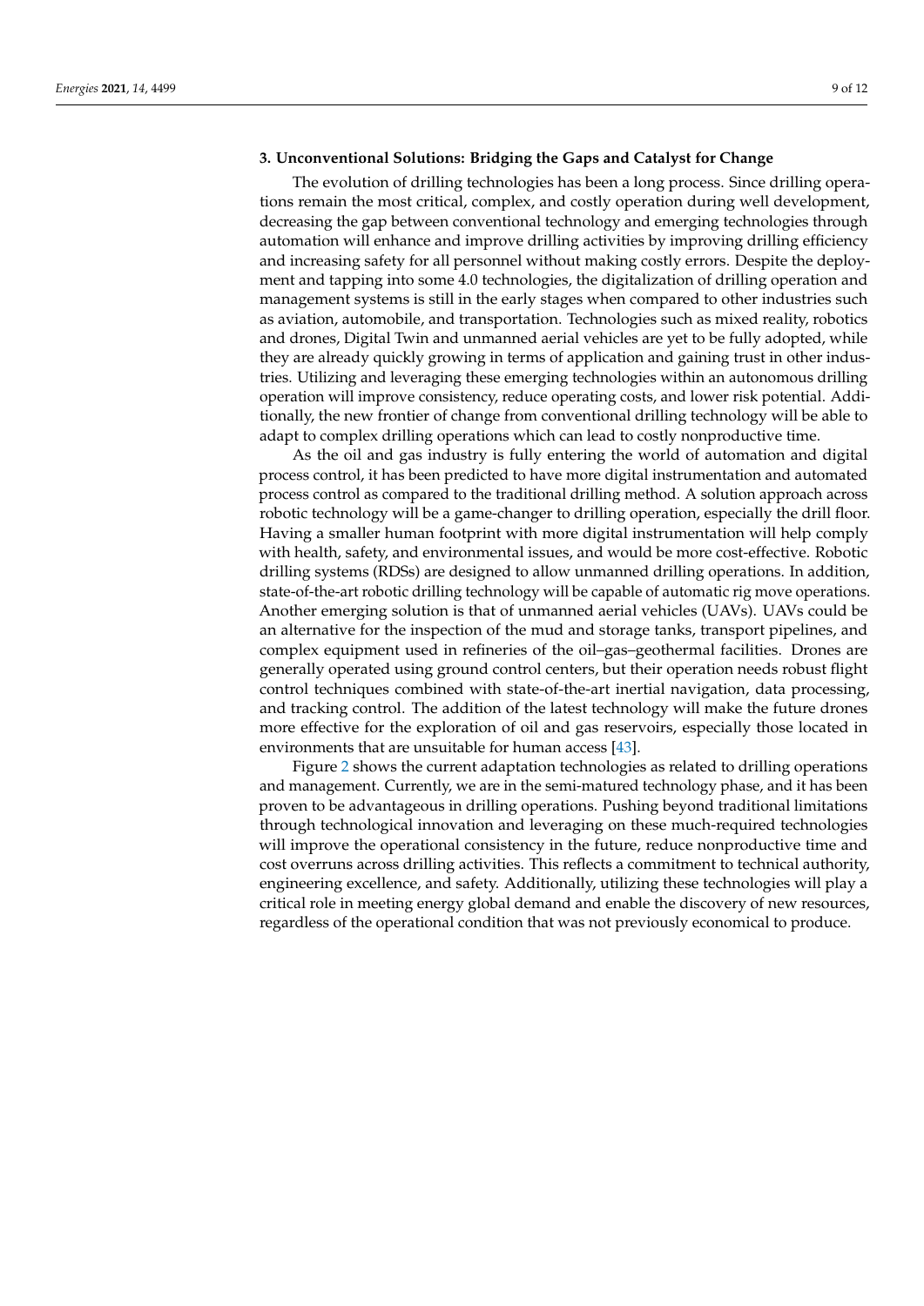### 3. Unconventional Solutions: Bridging the Gaps and Catalyst for Change

The evolution of drilling technologies has been a long process. Since drilling operations remain the most critical, complex, and costly operation during well development, decreasing the gap between conventional technology and emerging technologies through automation will enhance and improve drilling activities by improving drilling efficiency and increasing safety for all personnel without making costly errors. Despite the deployment and tapping into some 4.0 technologies, the digitalization of drilling operation and management systems is still in the early stages when compared to other industries such as aviation, automobile, and transportation. Technologies such as mixed reality, robotics and drones, Digital Twin and unmanned aerial vehicles are yet to be fully adopted, while they are already quickly growing in terms of application and gaining trust in other industries. Utilizing and leveraging these emerging technologies within an autonomous drilling operation will improve consistency, reduce operating costs, and lower risk potential. Additionally, the new frontier of change from conventional drilling technology will be able to adapt to complex drilling operations which can lead to costly nonproductive time.

As the oil and gas industry is fully entering the world of automation and digital process control, it has been predicted to have more digital instrumentation and automated process control as compared to the traditional drilling method. A solution approach across robotic technology will be a game-changer to drilling operation, especially the drill floor. Having a smaller human footprint with more digital instrumentation will help comply with health, safety, and environmental issues, and would be more cost-effective. Robotic drilling systems (RDSs) are designed to allow unmanned drilling operations. In addition, state-of-the-art robotic drilling technology will be capable of automatic rig move operations. Another emerging solution is that of unmanned aerial vehicles (UAVs). UAVs could be an alternative for the inspection of the mud and storage tanks, transport pipelines, and complex equipment used in refineries of the oil–gas–geothermal facilities. Drones are generally operated using ground control centers, but their operation needs robust flight control techniques combined with state-of-the-art inertial navigation, data processing, and tracking control. The addition of the latest technology will make the future drones more effective for the exploration of oil and gas reservoirs, especially those located in environments that are unsuitable for human access [43].

Figure 2 shows the current adaptation technologies as related to drilling operations and management. Currently, we are in the semi-matured technology phase, and it has been proven to be advantageous in drilling operations. Pushing beyond traditional limitations through technological innovation and leveraging on these much-required technologies will improve the operational consistency in the future, reduce nonproductive time and cost overruns across drilling activities. This reflects a commitment to technical authority, engineering excellence, and safety. Additionally, utilizing these technologies will play a critical role in meeting energy global demand and enable the discovery of new resources, regardless of the operational condition that was not previously economical to produce.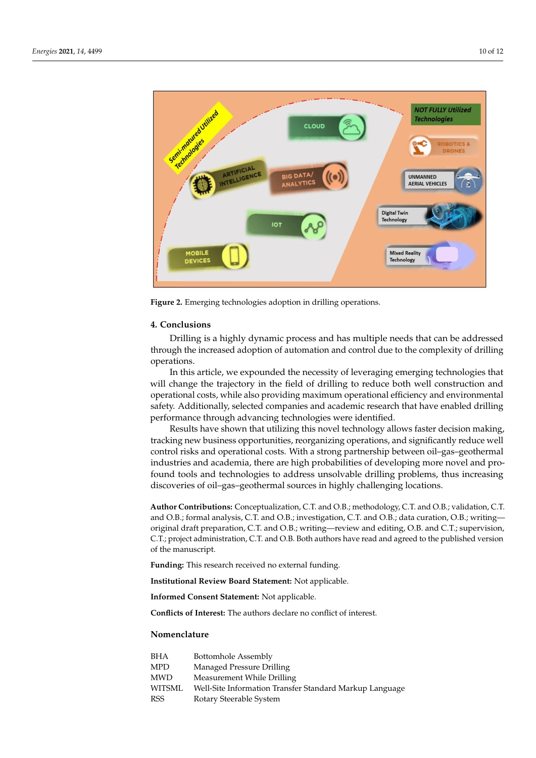**Figure 2.** Emerging technologies adoption in drilling operations.

## 4. Conclusions

Drilling is a highly dynamic process and has multiple needs that can be addressed through the increased adoption of automation and control due to the complexity of drilling operations.

In this article, we expounded the necessity of leveraging emerging technologies that will change the trajectory in the field of drilling to reduce both well construction and operational costs, while also providing maximum operational efficiency and environmental safety. Additionally, selected companies and academic research that have enabled drilling performance through advancing technologies were identified.

Results have shown that utilizing this novel technology allows faster decision making, tracking new business opportunities, reorganizing operations, and significantly reduce well control risks and operational costs. With a strong partnership between oil–gas–geothermal industries and academia, there are high probabilities of developing more novel and profound tools and technologies to address unsolvable drilling problems, thus increasing discoveries of oil–gas–geothermal sources in highly challenging locations.

**Author Contributions:** Conceptualization, C.T. and O.B.; methodology, C.T. and O.B.; validation, C.T. and O.B.; formal analysis, C.T. and O.B.; investigation, C.T. and O.B.; data curation, O.B.; writing—original draft preparation, C.T. and O.B.; writing—review and editing, O.B. and C.T.; supervision, C.T.; project administration, C.T. and O.B. Both authors have read and agreed to the published version of the manuscript.

**Funding:** This research received no external funding.

**Institutional Review Board Statement:** Not applicable.

**Informed Consent Statement:** Not applicable.

**Conflicts of Interest:** The authors declare no conflict of interest.

## Nomenclature

| | |
|---|---|
| BHA | Bottomhole Assembly |
| MPD | Managed Pressure Drilling |
| MWD | Measurement While Drilling |
| WITSML | Well-Site Information Transfer Standard Markup Language |
| RSS | Rotary Steerable System |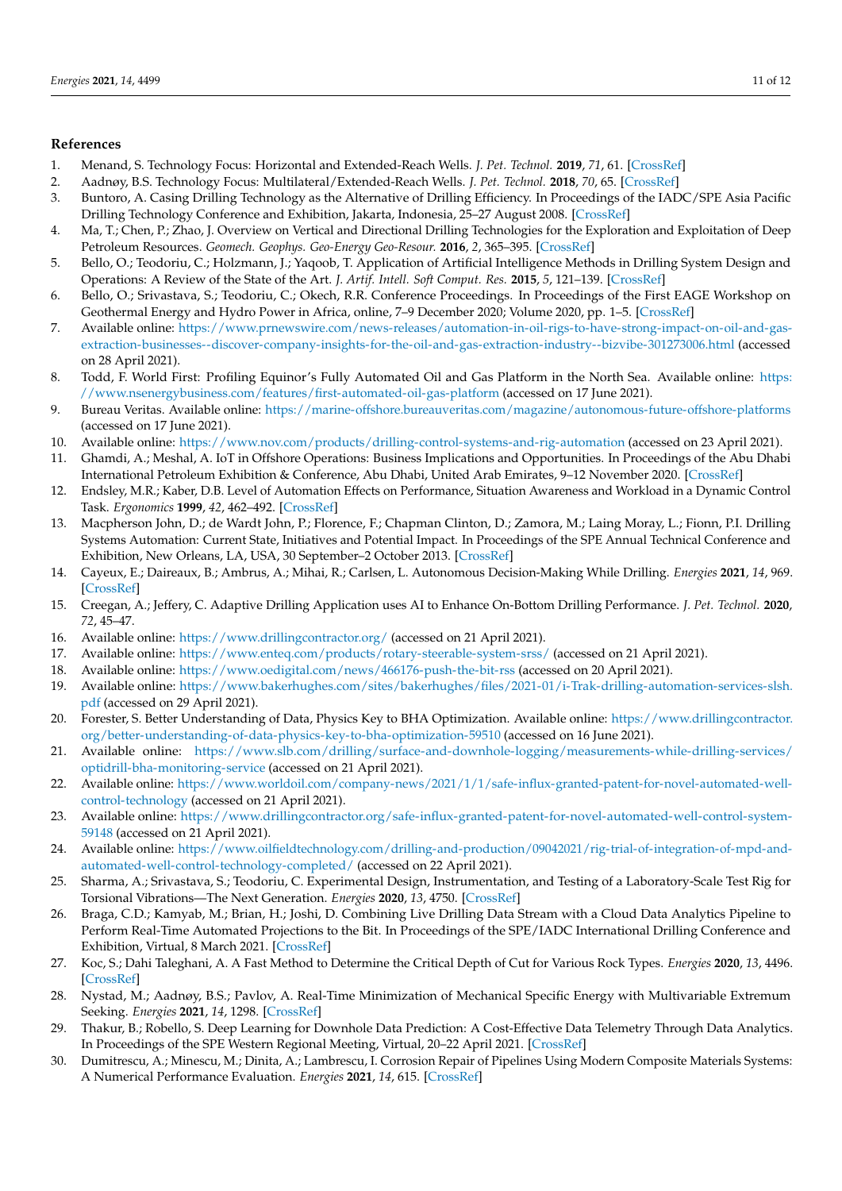## References

1. Menand, S. Technology Focus: Horizontal and Extended-Reach Wells. *J. Pet. Technol.* **2019**, *71*, 61. [CrossRef]
2. Aadnøy, B.S. Technology Focus: Multilateral/Extended-Reach Wells. *J. Pet. Technol.* **2018**, *70*, 65. [CrossRef]
3. Buntoro, A. Casing Drilling Technology as the Alternative of Drilling Efficiency. In Proceedings of the IADC/SPE Asia Pacific Drilling Technology Conference and Exhibition, Jakarta, Indonesia, 25–27 August 2008. [CrossRef]
4. Ma, T.; Chen, P.; Zhao, J. Overview on Vertical and Directional Drilling Technologies for the Exploration and Exploitation of Deep Petroleum Resources. *Geomech. Geophys. Geo-Energy Geo-Resour.* **2016**, *2*, 365–395. [CrossRef]
5. Bello, O.; Teodoriu, C.; Holzmann, J.; Yaqoob, T. Application of Artificial Intelligence Methods in Drilling System Design and Operations: A Review of the State of the Art. *J. Artif. Intell. Soft Comput. Res.* **2015**, *5*, 121–139. [CrossRef]
6. Bello, O.; Srivastava, S.; Teodoriu, C.; Okech, R.R. Conference Proceedings. In Proceedings of the First EAGE Workshop on Geothermal Energy and Hydro Power in Africa, online, 7–9 December 2020; Volume 2020, pp. 1–5. [CrossRef]
7. Available online: https://www.prnewswire.com/news-releases/automation-in-oil-rigs-to-have-strong-impact-on-oil-and-gas-extraction-businesses--discover-company-insights-for-the-oil-and-gas-extraction-industry--bizvibe-301273006.html (accessed on 28 April 2021).
8. Todd, F. World First: Profiling Equinor's Fully Automated Oil and Gas Platform in the North Sea. Available online: https://www.nsenergybusiness.com/features/first-automated-oil-gas-platform (accessed on 17 June 2021).
9. Bureau Veritas. Available online: https://marine-offshore.bureauveritas.com/magazine/autonomous-future-offshore-platforms (accessed on 17 June 2021).
10. Available online: https://www.nov.com/products/drilling-control-systems-and-rig-automation (accessed on 23 April 2021).
11. Ghamdi, A.; Meshal, A. IoT in Offshore Operations: Business Implications and Opportunities. In Proceedings of the Abu Dhabi International Petroleum Exhibition & Conference, Abu Dhabi, United Arab Emirates, 9–12 November 2020. [CrossRef]
12. Endsley, M.R.; Kaber, D.B. Level of Automation Effects on Performance, Situation Awareness and Workload in a Dynamic Control Task. *Ergonomics* **1999**, *42*, 462–492. [CrossRef]
13. Macpherson John, D.; de Wardt John, P.; Florence, F.; Chapman Clinton, D.; Zamora, M.; Laing Moray, L.; Fionn, P.I. Drilling Systems Automation: Current State, Initiatives and Potential Impact. In Proceedings of the SPE Annual Technical Conference and Exhibition, New Orleans, LA, USA, 30 September–2 October 2013. [CrossRef]
14. Cayeux, E.; Daireaux, B.; Ambrus, A.; Mihai, R.; Carlsen, L. Autonomous Decision-Making While Drilling. *Energies* **2021**, *14*, 969. [CrossRef]
15. Creegan, A.; Jeffery, C. Adaptive Drilling Application uses AI to Enhance On-Bottom Drilling Performance. *J. Pet. Technol.* **2020**, *72*, 45–47.
16. Available online: https://www.drillingcontractor.org/ (accessed on 21 April 2021).
17. Available online: https://www.enteq.com/products/rotary-steerable-system-srss/ (accessed on 21 April 2021).
18. Available online: https://www.oedigital.com/news/466176-push-the-bit-rss (accessed on 20 April 2021).
19. Available online: https://www.bakerhughes.com/sites/bakerhughes/files/2021-01/i-Trak-drilling-automation-services-slsh.pdf (accessed on 29 April 2021).
20. Forester, S. Better Understanding of Data, Physics Key to BHA Optimization. Available online: https://www.drillingcontractor.org/better-understanding-of-data-physics-key-to-bha-optimization-59510 (accessed on 16 June 2021).
21. Available online: https://www.slb.com/drilling/surface-and-downhole-logging/measurements-while-drilling-services/optidrill-bha-monitoring-service (accessed on 21 April 2021).
22. Available online: https://www.worldoil.com/company-news/2021/1/1/safe-influx-granted-patent-for-novel-automated-well-control-technology (accessed on 21 April 2021).
23. Available online: https://www.drillingcontractor.org/safe-influx-granted-patent-for-novel-automated-well-control-system-59148 (accessed on 21 April 2021).
24. Available online: https://www.oilfieldtechnology.com/drilling-and-production/09042021/rig-trial-of-integration-of-mpd-and-automated-well-control-technology-completed/ (accessed on 22 April 2021).
25. Sharma, A.; Srivastava, S.; Teodoriu, C. Experimental Design, Instrumentation, and Testing of a Laboratory-Scale Test Rig for Torsional Vibrations—The Next Generation. *Energies* **2020**, *13*, 4750. [CrossRef]
26. Braga, C.D.; Kamyab, M.; Brian, H.; Joshi, D. Combining Live Drilling Data Stream with a Cloud Data Analytics Pipeline to Perform Real-Time Automated Projections to the Bit. In Proceedings of the SPE/IADC International Drilling Conference and Exhibition, Virtual, 8 March 2021. [CrossRef]
27. Koc, S.; Dahi Taleghani, A. A Fast Method to Determine the Critical Depth of Cut for Various Rock Types. *Energies* **2020**, *13*, 4496. [CrossRef]
28. Nystad, M.; Aadnøy, B.S.; Pavlov, A. Real-Time Minimization of Mechanical Specific Energy with Multivariable Extremum Seeking. *Energies* **2021**, *14*, 1298. [CrossRef]
29. Thakur, B.; Robello, S. Deep Learning for Downhole Data Prediction: A Cost-Effective Data Telemetry Through Data Analytics. In Proceedings of the SPE Western Regional Meeting, Virtual, 20–22 April 2021. [CrossRef]
30. Dumitrescu, A.; Minescu, M.; Dinita, A.; Lambrescu, I. Corrosion Repair of Pipelines Using Modern Composite Materials Systems: A Numerical Performance Evaluation. *Energies* **2021**, *14*, 615. [CrossRef]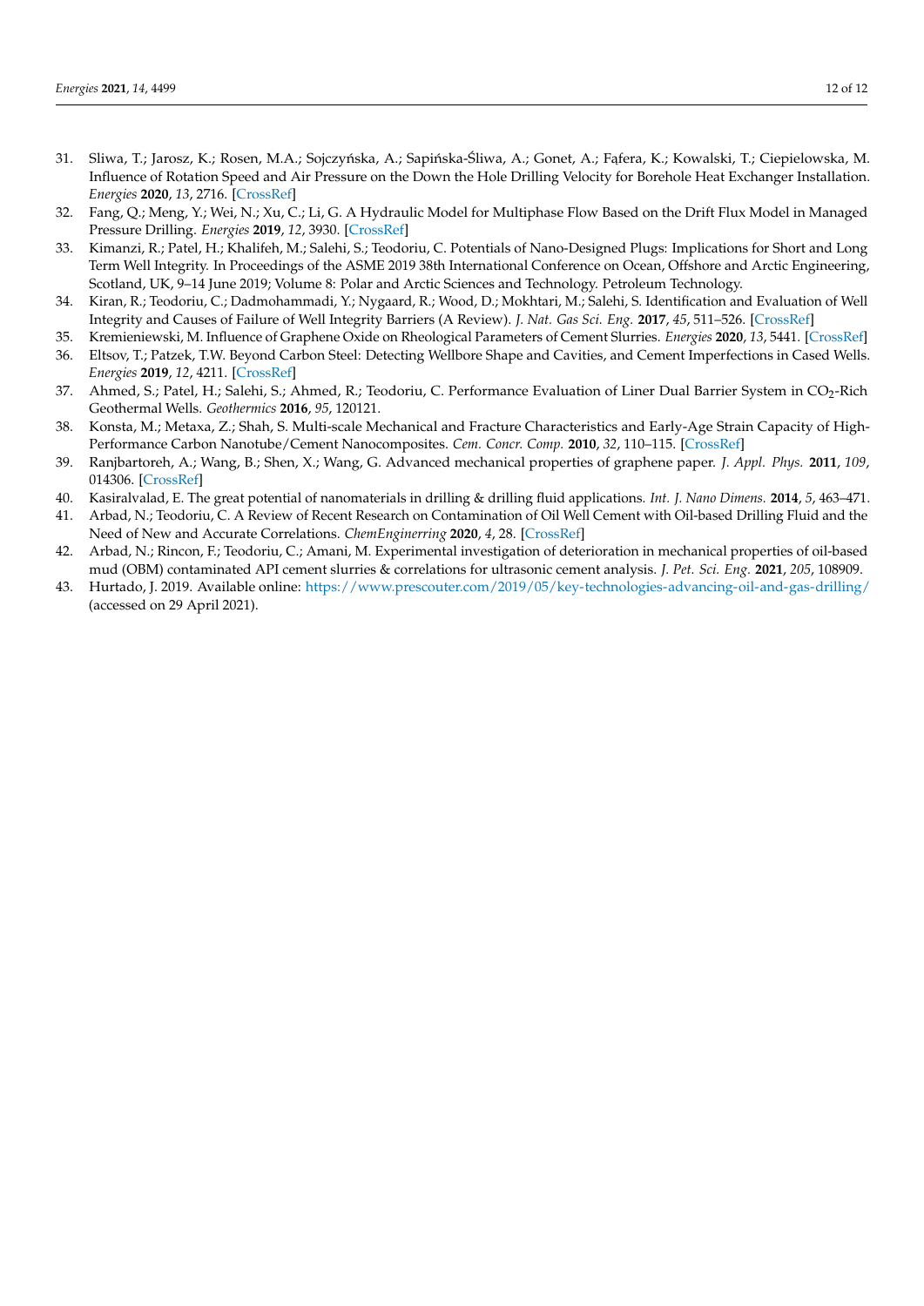31. Sliwa, T.; Jarosz, K.; Rosen, M.A.; Sojczyńska, A.; Sapińska-Śliwa, A.; Gonet, A.; Fąfera, K.; Kowalski, T.; Ciepielowska, M. Influence of Rotation Speed and Air Pressure on the Down the Hole Drilling Velocity for Borehole Heat Exchanger Installation. *Energies* **2020**, *13*, 2716. [CrossRef]
32. Fang, Q.; Meng, Y.; Wei, N.; Xu, C.; Li, G. A Hydraulic Model for Multiphase Flow Based on the Drift Flux Model in Managed Pressure Drilling. *Energies* **2019**, *12*, 3930. [CrossRef]
33. Kimanzi, R.; Patel, H.; Khalifeh, M.; Salehi, S.; Teodoriu, C. Potentials of Nano-Designed Plugs: Implications for Short and Long Term Well Integrity. In Proceedings of the ASME 2019 38th International Conference on Ocean, Offshore and Arctic Engineering, Scotland, UK, 9–14 June 2019; Volume 8: Polar and Arctic Sciences and Technology. Petroleum Technology.
34. Kiran, R.; Teodoriu, C.; Dadmohammadi, Y.; Nygaard, R.; Wood, D.; Mokhtari, M.; Salehi, S. Identification and Evaluation of Well Integrity and Causes of Failure of Well Integrity Barriers (A Review). *J. Nat. Gas Sci. Eng.* **2017**, *45*, 511–526. [CrossRef]
35. Kremieniewski, M. Influence of Graphene Oxide on Rheological Parameters of Cement Slurries. *Energies* **2020**, *13*, 5441. [CrossRef]
36. Eltsov, T.; Patzek, T.W. Beyond Carbon Steel: Detecting Wellbore Shape and Cavities, and Cement Imperfections in Cased Wells. *Energies* **2019**, *12*, 4211. [CrossRef]
37. Ahmed, S.; Patel, H.; Salehi, S.; Ahmed, R.; Teodoriu, C. Performance Evaluation of Liner Dual Barrier System in $CO_2$-Rich Geothermal Wells. *Geothermics* **2016**, *95*, 120121.
38. Konsta, M.; Metaxa, Z.; Shah, S. Multi-scale Mechanical and Fracture Characteristics and Early-Age Strain Capacity of High-Performance Carbon Nanotube/Cement Nanocomposites. *Cem. Concr. Comp.* **2010**, *32*, 110–115. [CrossRef]
39. Ranjbartoreh, A.; Wang, B.; Shen, X.; Wang, G. Advanced mechanical properties of graphene paper. *J. Appl. Phys.* **2011**, *109*, 014306. [CrossRef]
40. Kasiralvalad, E. The great potential of nanomaterials in drilling & drilling fluid applications. *Int. J. Nano Dimens.* **2014**, *5*, 463–471.
41. Arbad, N.; Teodoriu, C. A Review of Recent Research on Contamination of Oil Well Cement with Oil-based Drilling Fluid and the Need of New and Accurate Correlations. *ChemEnginerring* **2020**, *4*, 28. [CrossRef]
42. Arbad, N.; Rincon, F.; Teodoriu, C.; Amani, M. Experimental investigation of deterioration in mechanical properties of oil-based mud (OBM) contaminated API cement slurries & correlations for ultrasonic cement analysis. *J. Pet. Sci. Eng.* **2021**, *205*, 108909.
43. Hurtado, J. 2019. Available online: https://www.prescouter.com/2019/05/key-technologies-advancing-oil-and-gas-drilling/ (accessed on 29 April 2021).